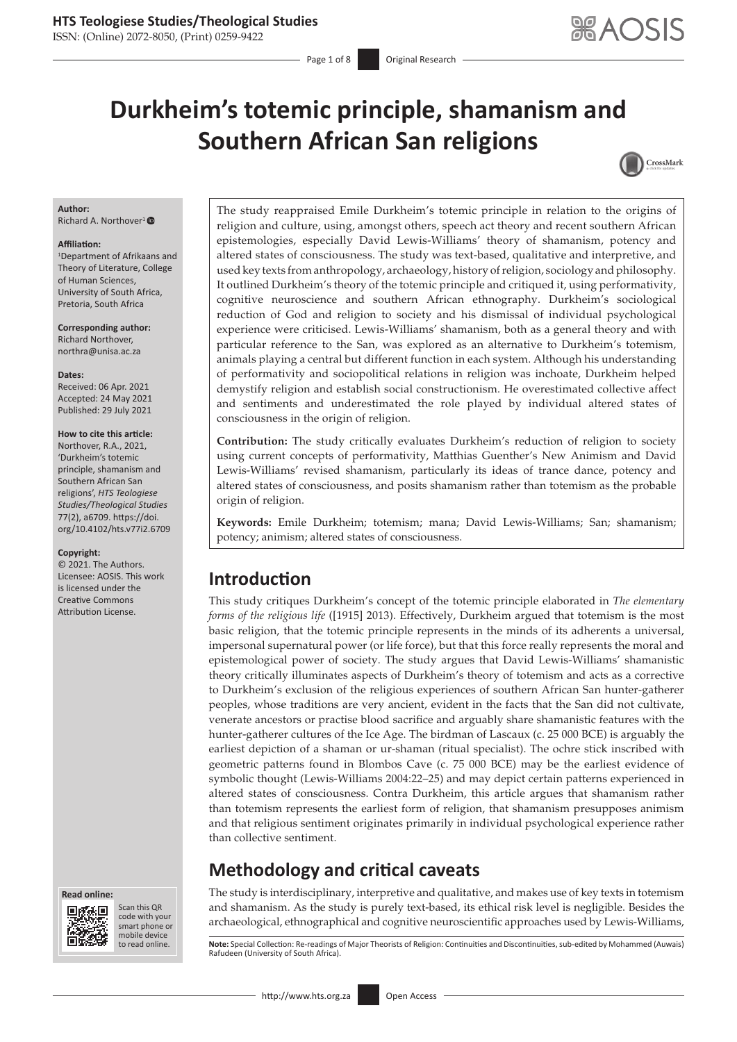# Durkheim's totemic principle, shamanism and Southern African San religions

**Author:**
Richard A. Northover[1]

**Affiliation:**
[1]Department of Afrikaans and Theory of Literature, College of Human Sciences, University of South Africa, Pretoria, South Africa

**Corresponding author:**
Richard Northover,
northra@unisa.ac.za

**Dates:**
Received: 06 Apr. 2021
Accepted: 24 May 2021
Published: 29 July 2021

**How to cite this article:**
Northover, R.A., 2021, 'Durkheim's totemic principle, shamanism and Southern African San religions', *HTS Teologiese Studies/Theological Studies* 77(2), a6709. https://doi.org/10.4102/hts.v77i2.6709

**Copyright:**
© 2021. The Authors. Licensee: AOSIS. This work is licensed under the Creative Commons Attribution License.

The study reappraised Emile Durkheim's totemic principle in relation to the origins of religion and culture, using, amongst others, speech act theory and recent southern African epistemologies, especially David Lewis-Williams' theory of shamanism, potency and altered states of consciousness. The study was text-based, qualitative and interpretive, and used key texts from anthropology, archaeology, history of religion, sociology and philosophy. It outlined Durkheim's theory of the totemic principle and critiqued it, using performativity, cognitive neuroscience and southern African ethnography. Durkheim's sociological reduction of God and religion to society and his dismissal of individual psychological experience were criticised. Lewis-Williams' shamanism, both as a general theory and with particular reference to the San, was explored as an alternative to Durkheim's totemism, animals playing a central but different function in each system. Although his understanding of performativity and sociopolitical relations in religion was inchoate, Durkheim helped demystify religion and establish social constructionism. He overestimated collective affect and sentiments and underestimated the role played by individual altered states of consciousness in the origin of religion.

**Contribution:** The study critically evaluates Durkheim's reduction of religion to society using current concepts of performativity, Matthias Guenther's New Animism and David Lewis-Williams' revised shamanism, particularly its ideas of trance dance, potency and altered states of consciousness, and posits shamanism rather than totemism as the probable origin of religion.

**Keywords:** Emile Durkheim; totemism; mana; David Lewis-Williams; San; shamanism; potency; animism; altered states of consciousness.

## Introduction

This study critiques Durkheim's concept of the totemic principle elaborated in *The elementary forms of the religious life* ([1915] 2013). Effectively, Durkheim argued that totemism is the most basic religion, that the totemic principle represents in the minds of its adherents a universal, impersonal supernatural power (or life force), but that this force really represents the moral and epistemological power of society. The study argues that David Lewis-Williams' shamanistic theory critically illuminates aspects of Durkheim's theory of totemism and acts as a corrective to Durkheim's exclusion of the religious experiences of southern African San hunter-gatherer peoples, whose traditions are very ancient, evident in the facts that the San did not cultivate, venerate ancestors or practise blood sacrifice and arguably share shamanistic features with the hunter-gatherer cultures of the Ice Age. The birdman of Lascaux (c. 25 000 BCE) is arguably the earliest depiction of a shaman or ur-shaman (ritual specialist). The ochre stick inscribed with geometric patterns found in Blombos Cave (c. 75 000 BCE) may be the earliest evidence of symbolic thought (Lewis-Williams 2004:22–25) and may depict certain patterns experienced in altered states of consciousness. Contra Durkheim, this article argues that shamanism rather than totemism represents the earliest form of religion, that shamanism presupposes animism and that religious sentiment originates primarily in individual psychological experience rather than collective sentiment.

## Methodology and critical caveats

The study is interdisciplinary, interpretive and qualitative, and makes use of key texts in totemism and shamanism. As the study is purely text-based, its ethical risk level is negligible. Besides the archaeological, ethnographical and cognitive neuroscientific approaches used by Lewis-Williams,

**Note:** Special Collection: Re-readings of Major Theorists of Religion: Continuities and Discontinuities, sub-edited by Mohammed (Auwais) Rafudeen (University of South Africa).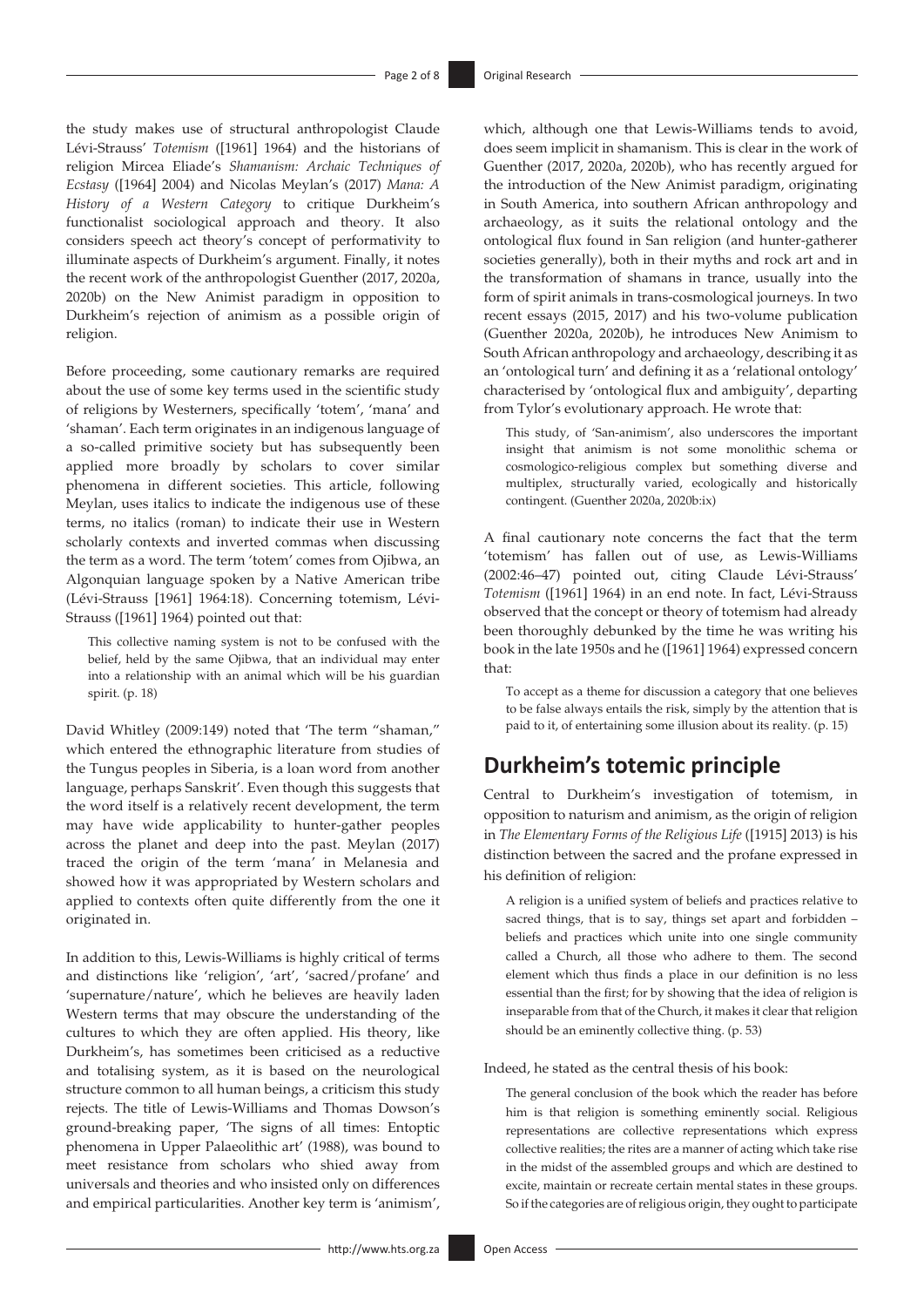the study makes use of structural anthropologist Claude Lévi-Strauss' *Totemism* ([1961] 1964) and the historians of religion Mircea Eliade's *Shamanism: Archaic Techniques of Ecstasy* ([1964] 2004) and Nicolas Meylan's (2017) *Mana: A History of a Western Category* to critique Durkheim's functionalist sociological approach and theory. It also considers speech act theory's concept of performativity to illuminate aspects of Durkheim's argument. Finally, it notes the recent work of the anthropologist Guenther (2017, 2020a, 2020b) on the New Animist paradigm in opposition to Durkheim's rejection of animism as a possible origin of religion.

Before proceeding, some cautionary remarks are required about the use of some key terms used in the scientific study of religions by Westerners, specifically 'totem', 'mana' and 'shaman'. Each term originates in an indigenous language of a so-called primitive society but has subsequently been applied more broadly by scholars to cover similar phenomena in different societies. This article, following Meylan, uses italics to indicate the indigenous use of these terms, no italics (roman) to indicate their use in Western scholarly contexts and inverted commas when discussing the term as a word. The term 'totem' comes from Ojibwa, an Algonquian language spoken by a Native American tribe (Lévi-Strauss [1961] 1964:18). Concerning totemism, Lévi-Strauss ([1961] 1964) pointed out that:

> This collective naming system is not to be confused with the belief, held by the same Ojibwa, that an individual may enter into a relationship with an animal which will be his guardian spirit. (p. 18)

David Whitley (2009:149) noted that 'The term "shaman," which entered the ethnographic literature from studies of the Tungus peoples in Siberia, is a loan word from another language, perhaps Sanskrit'. Even though this suggests that the word itself is a relatively recent development, the term may have wide applicability to hunter-gather peoples across the planet and deep into the past. Meylan (2017) traced the origin of the term 'mana' in Melanesia and showed how it was appropriated by Western scholars and applied to contexts often quite differently from the one it originated in.

In addition to this, Lewis-Williams is highly critical of terms and distinctions like 'religion', 'art', 'sacred/profane' and 'supernature/nature', which he believes are heavily laden Western terms that may obscure the understanding of the cultures to which they are often applied. His theory, like Durkheim's, has sometimes been criticised as a reductive and totalising system, as it is based on the neurological structure common to all human beings, a criticism this study rejects. The title of Lewis-Williams and Thomas Dowson's ground-breaking paper, 'The signs of all times: Entoptic phenomena in Upper Palaeolithic art' (1988), was bound to meet resistance from scholars who shied away from universals and theories and who insisted only on differences and empirical particularities. Another key term is 'animism', which, although one that Lewis-Williams tends to avoid, does seem implicit in shamanism. This is clear in the work of Guenther (2017, 2020a, 2020b), who has recently argued for the introduction of the New Animist paradigm, originating in South America, into southern African anthropology and archaeology, as it suits the relational ontology and the ontological flux found in San religion (and hunter-gatherer societies generally), both in their myths and rock art and in the transformation of shamans in trance, usually into the form of spirit animals in trans-cosmological journeys. In two recent essays (2015, 2017) and his two-volume publication (Guenther 2020a, 2020b), he introduces New Animism to South African anthropology and archaeology, describing it as an 'ontological turn' and defining it as a 'relational ontology' characterised by 'ontological flux and ambiguity', departing from Tylor's evolutionary approach. He wrote that:

> This study, of 'San-animism', also underscores the important insight that animism is not some monolithic schema or cosmologico-religious complex but something diverse and multiplex, structurally varied, ecologically and historically contingent. (Guenther 2020a, 2020b:ix)

A final cautionary note concerns the fact that the term 'totemism' has fallen out of use, as Lewis-Williams (2002:46–47) pointed out, citing Claude Lévi-Strauss' *Totemism* ([1961] 1964) in an end note. In fact, Lévi-Strauss observed that the concept or theory of totemism had already been thoroughly debunked by the time he was writing his book in the late 1950s and he ([1961] 1964) expressed concern that:

> To accept as a theme for discussion a category that one believes to be false always entails the risk, simply by the attention that is paid to it, of entertaining some illusion about its reality. (p. 15)

## Durkheim's totemic principle

Central to Durkheim's investigation of totemism, in opposition to naturism and animism, as the origin of religion in *The Elementary Forms of the Religious Life* ([1915] 2013) is his distinction between the sacred and the profane expressed in his definition of religion:

> A religion is a unified system of beliefs and practices relative to sacred things, that is to say, things set apart and forbidden – beliefs and practices which unite into one single community called a Church, all those who adhere to them. The second element which thus finds a place in our definition is no less essential than the first; for by showing that the idea of religion is inseparable from that of the Church, it makes it clear that religion should be an eminently collective thing. (p. 53)

Indeed, he stated as the central thesis of his book:

> The general conclusion of the book which the reader has before him is that religion is something eminently social. Religious representations are collective representations which express collective realities; the rites are a manner of acting which take rise in the midst of the assembled groups and which are destined to excite, maintain or recreate certain mental states in these groups. So if the categories are of religious origin, they ought to participate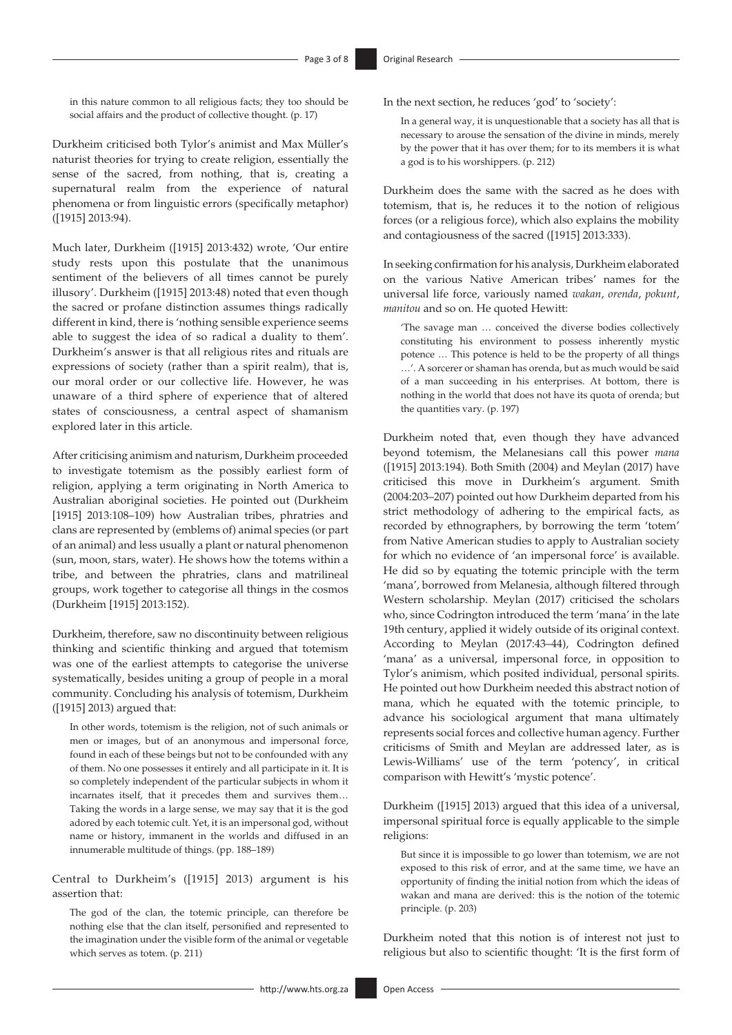in this nature common to all religious facts; they too should be social affairs and the product of collective thought. (p. 17)

Durkheim criticised both Tylor's animist and Max Müller's naturist theories for trying to create religion, essentially the sense of the sacred, from nothing, that is, creating a supernatural realm from the experience of natural phenomena or from linguistic errors (specifically metaphor) ([1915] 2013:94).

Much later, Durkheim ([1915] 2013:432) wrote, 'Our entire study rests upon this postulate that the unanimous sentiment of the believers of all times cannot be purely illusory'. Durkheim ([1915] 2013:48) noted that even though the sacred or profane distinction assumes things radically different in kind, there is 'nothing sensible experience seems able to suggest the idea of so radical a duality to them'. Durkheim's answer is that all religious rites and rituals are expressions of society (rather than a spirit realm), that is, our moral order or our collective life. However, he was unaware of a third sphere of experience that of altered states of consciousness, a central aspect of shamanism explored later in this article.

After criticising animism and naturism, Durkheim proceeded to investigate totemism as the possibly earliest form of religion, applying a term originating in North America to Australian aboriginal societies. He pointed out (Durkheim [1915] 2013:108–109) how Australian tribes, phratries and clans are represented by (emblems of) animal species (or part of an animal) and less usually a plant or natural phenomenon (sun, moon, stars, water). He shows how the totems within a tribe, and between the phratries, clans and matrilineal groups, work together to categorise all things in the cosmos (Durkheim [1915] 2013:152).

Durkheim, therefore, saw no discontinuity between religious thinking and scientific thinking and argued that totemism was one of the earliest attempts to categorise the universe systematically, besides uniting a group of people in a moral community. Concluding his analysis of totemism, Durkheim ([1915] 2013) argued that:

> In other words, totemism is the religion, not of such animals or men or images, but of an anonymous and impersonal force, found in each of these beings but not to be confounded with any of them. No one possesses it entirely and all participate in it. It is so completely independent of the particular subjects in whom it incarnates itself, that it precedes them and survives them… Taking the words in a large sense, we may say that it is the god adored by each totemic cult. Yet, it is an impersonal god, without name or history, immanent in the worlds and diffused in an innumerable multitude of things. (pp. 188–189)

Central to Durkheim's ([1915] 2013) argument is his assertion that:

> The god of the clan, the totemic principle, can therefore be nothing else that the clan itself, personified and represented to the imagination under the visible form of the animal or vegetable which serves as totem. (p. 211)

In the next section, he reduces 'god' to 'society':

> In a general way, it is unquestionable that a society has all that is necessary to arouse the sensation of the divine in minds, merely by the power that it has over them; for to its members it is what a god is to his worshippers. (p. 212)

Durkheim does the same with the sacred as he does with totemism, that is, he reduces it to the notion of religious forces (or a religious force), which also explains the mobility and contagiousness of the sacred ([1915] 2013:333).

In seeking confirmation for his analysis, Durkheim elaborated on the various Native American tribes' names for the universal life force, variously named *wakan*, *orenda*, *pokunt*, *manitou* and so on. He quoted Hewitt:

> 'The savage man … conceived the diverse bodies collectively constituting his environment to possess inherently mystic potence … This potence is held to be the property of all things …'. A sorcerer or shaman has orenda, but as much would be said of a man succeeding in his enterprises. At bottom, there is nothing in the world that does not have its quota of orenda; but the quantities vary. (p. 197)

Durkheim noted that, even though they have advanced beyond totemism, the Melanesians call this power *mana* ([1915] 2013:194). Both Smith (2004) and Meylan (2017) have criticised this move in Durkheim's argument. Smith (2004:203–207) pointed out how Durkheim departed from his strict methodology of adhering to the empirical facts, as recorded by ethnographers, by borrowing the term 'totem' from Native American studies to apply to Australian society for which no evidence of 'an impersonal force' is available. He did so by equating the totemic principle with the term 'mana', borrowed from Melanesia, although filtered through Western scholarship. Meylan (2017) criticised the scholars who, since Codrington introduced the term 'mana' in the late 19th century, applied it widely outside of its original context. According to Meylan (2017:43–44), Codrington defined 'mana' as a universal, impersonal force, in opposition to Tylor's animism, which posited individual, personal spirits. He pointed out how Durkheim needed this abstract notion of mana, which he equated with the totemic principle, to advance his sociological argument that mana ultimately represents social forces and collective human agency. Further criticisms of Smith and Meylan are addressed later, as is Lewis-Williams' use of the term 'potency', in critical comparison with Hewitt's 'mystic potence'.

Durkheim ([1915] 2013) argued that this idea of a universal, impersonal spiritual force is equally applicable to the simple religions:

> But since it is impossible to go lower than totemism, we are not exposed to this risk of error, and at the same time, we have an opportunity of finding the initial notion from which the ideas of wakan and mana are derived: this is the notion of the totemic principle. (p. 203)

Durkheim noted that this notion is of interest not just to religious but also to scientific thought: 'It is the first form of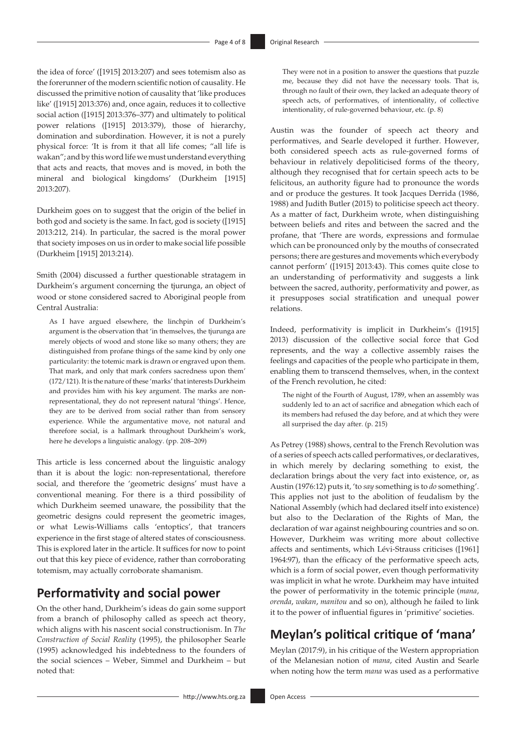the idea of force' ([1915] 2013:207) and sees totemism also as the forerunner of the modern scientific notion of causality. He discussed the primitive notion of causality that 'like produces like' ([1915] 2013:376) and, once again, reduces it to collective social action ([1915] 2013:376–377) and ultimately to political power relations ([1915] 2013:379), those of hierarchy, domination and subordination. However, it is not a purely physical force: 'It is from it that all life comes; "all life is wakan"; and by this word life we must understand everything that acts and reacts, that moves and is moved, in both the mineral and biological kingdoms' (Durkheim [1915] 2013:207).

Durkheim goes on to suggest that the origin of the belief in both god and society is the same. In fact, god is society ([1915] 2013:212, 214). In particular, the sacred is the moral power that society imposes on us in order to make social life possible (Durkheim [1915] 2013:214).

Smith (2004) discussed a further questionable stratagem in Durkheim's argument concerning the tjurunga, an object of wood or stone considered sacred to Aboriginal people from Central Australia:

> As I have argued elsewhere, the linchpin of Durkheim's argument is the observation that 'in themselves, the tjurunga are merely objects of wood and stone like so many others; they are distinguished from profane things of the same kind by only one particularity: the totemic mark is drawn or engraved upon them. That mark, and only that mark confers sacredness upon them' (172/121). It is the nature of these 'marks' that interests Durkheim and provides him with his key argument. The marks are non-representational, they do not represent natural 'things'. Hence, they are to be derived from social rather than from sensory experience. While the argumentative move, not natural and therefore social, is a hallmark throughout Durkheim's work, here he develops a linguistic analogy. (pp. 208–209)

This article is less concerned about the linguistic analogy than it is about the logic: non-representational, therefore social, and therefore the 'geometric designs' must have a conventional meaning. For there is a third possibility of which Durkheim seemed unaware, the possibility that the geometric designs could represent the geometric images, or what Lewis-Williams calls 'entoptics', that trancers experience in the first stage of altered states of consciousness. This is explored later in the article. It suffices for now to point out that this key piece of evidence, rather than corroborating totemism, may actually corroborate shamanism.

## Performativity and social power

On the other hand, Durkheim's ideas do gain some support from a branch of philosophy called as speech act theory, which aligns with his nascent social constructionism. In *The Construction of Social Reality* (1995), the philosopher Searle (1995) acknowledged his indebtedness to the founders of the social sciences – Weber, Simmel and Durkheim – but noted that:

> They were not in a position to answer the questions that puzzle me, because they did not have the necessary tools. That is, through no fault of their own, they lacked an adequate theory of speech acts, of performatives, of intentionality, of collective intentionality, of rule-governed behaviour, etc. (p. 8)

Austin was the founder of speech act theory and performatives, and Searle developed it further. However, both considered speech acts as rule-governed forms of behaviour in relatively depoliticised forms of the theory, although they recognised that for certain speech acts to be felicitous, an authority figure had to pronounce the words and or produce the gestures. It took Jacques Derrida (1986, 1988) and Judith Butler (2015) to politicise speech act theory. As a matter of fact, Durkheim wrote, when distinguishing between beliefs and rites and between the sacred and the profane, that 'There are words, expressions and formulae which can be pronounced only by the mouths of consecrated persons; there are gestures and movements which everybody cannot perform' ([1915] 2013:43). This comes quite close to an understanding of performativity and suggests a link between the sacred, authority, performativity and power, as it presupposes social stratification and unequal power relations.

Indeed, performativity is implicit in Durkheim's ([1915] 2013) discussion of the collective social force that God represents, and the way a collective assembly raises the feelings and capacities of the people who participate in them, enabling them to transcend themselves, when, in the context of the French revolution, he cited:

> The night of the Fourth of August, 1789, when an assembly was suddenly led to an act of sacrifice and abnegation which each of its members had refused the day before, and at which they were all surprised the day after. (p. 215)

As Petrey (1988) shows, central to the French Revolution was of a series of speech acts called performatives, or declaratives, in which merely by declaring something to exist, the declaration brings about the very fact into existence, or, as Austin (1976:12) puts it, 'to *say* something is to *do* something'. This applies not just to the abolition of feudalism by the National Assembly (which had declared itself into existence) but also to the Declaration of the Rights of Man, the declaration of war against neighbouring countries and so on. However, Durkheim was writing more about collective affects and sentiments, which Lévi-Strauss criticises ([1961] 1964:97), than the efficacy of the performative speech acts, which is a form of social power, even though performativity was implicit in what he wrote. Durkheim may have intuited the power of performativity in the totemic principle (*mana*, *orenda*, *wakan*, *manitou* and so on), although he failed to link it to the power of influential figures in 'primitive' societies.

## Meylan's political critique of 'mana'

Meylan (2017:9), in his critique of the Western appropriation of the Melanesian notion of *mana*, cited Austin and Searle when noting how the term *mana* was used as a performative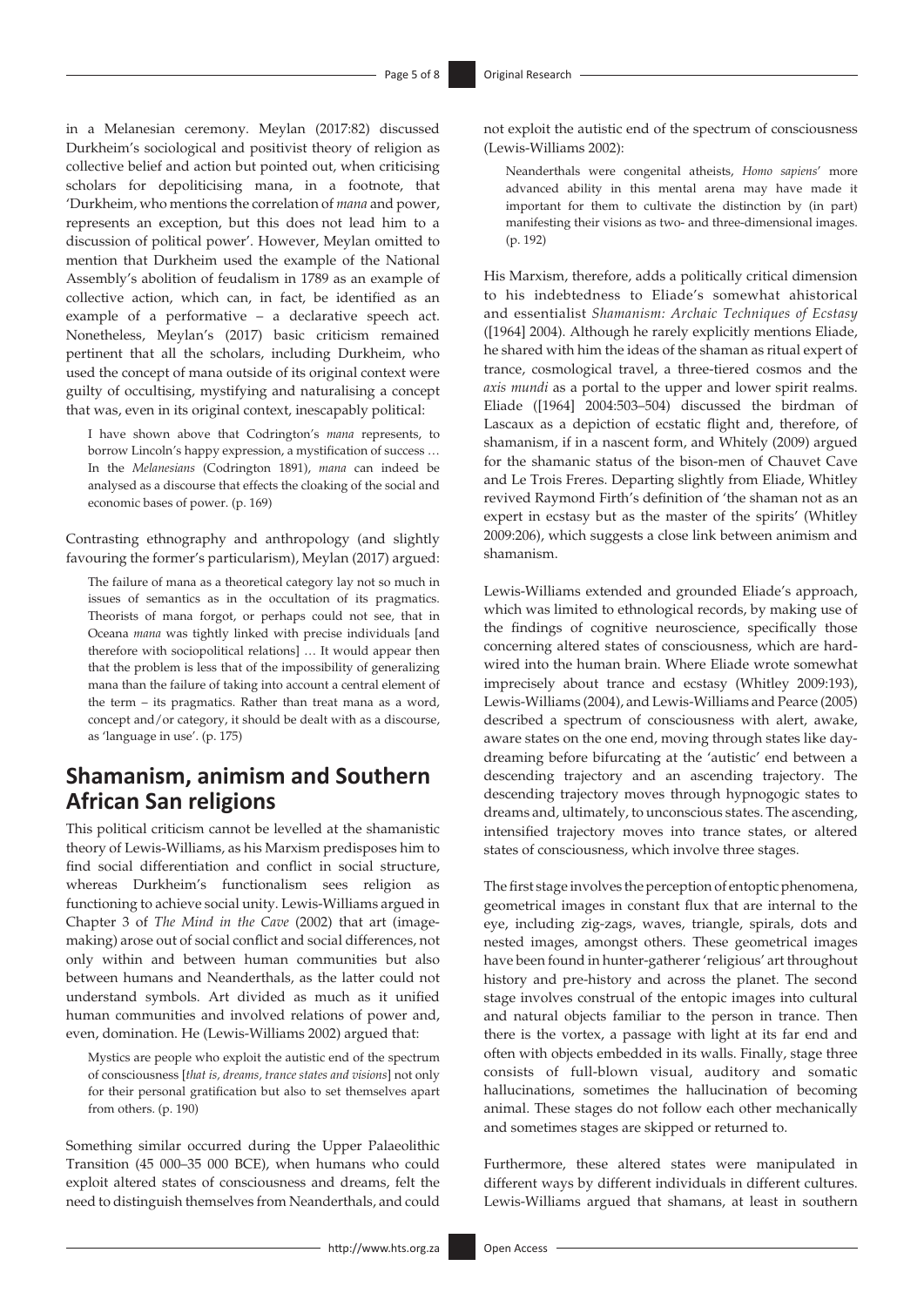in a Melanesian ceremony. Meylan (2017:82) discussed Durkheim's sociological and positivist theory of religion as collective belief and action but pointed out, when criticising scholars for depoliticising mana, in a footnote, that 'Durkheim, who mentions the correlation of *mana* and power, represents an exception, but this does not lead him to a discussion of political power'. However, Meylan omitted to mention that Durkheim used the example of the National Assembly's abolition of feudalism in 1789 as an example of collective action, which can, in fact, be identified as an example of a performative – a declarative speech act. Nonetheless, Meylan's (2017) basic criticism remained pertinent that all the scholars, including Durkheim, who used the concept of mana outside of its original context were guilty of occultising, mystifying and naturalising a concept that was, even in its original context, inescapably political:

> I have shown above that Codrington's *mana* represents, to borrow Lincoln's happy expression, a mystification of success … In the *Melanesians* (Codrington 1891), *mana* can indeed be analysed as a discourse that effects the cloaking of the social and economic bases of power. (p. 169)

Contrasting ethnography and anthropology (and slightly favouring the former's particularism), Meylan (2017) argued:

> The failure of mana as a theoretical category lay not so much in issues of semantics as in the occultation of its pragmatics. Theorists of mana forgot, or perhaps could not see, that in Oceana *mana* was tightly linked with precise individuals [and therefore with sociopolitical relations] … It would appear then that the problem is less that of the impossibility of generalizing mana than the failure of taking into account a central element of the term – its pragmatics. Rather than treat mana as a word, concept and/or category, it should be dealt with as a discourse, as 'language in use'. (p. 175)

## Shamanism, animism and Southern African San religions

This political criticism cannot be levelled at the shamanistic theory of Lewis-Williams, as his Marxism predisposes him to find social differentiation and conflict in social structure, whereas Durkheim's functionalism sees religion as functioning to achieve social unity. Lewis-Williams argued in Chapter 3 of *The Mind in the Cave* (2002) that art (image-making) arose out of social conflict and social differences, not only within and between human communities but also between humans and Neanderthals, as the latter could not understand symbols. Art divided as much as it unified human communities and involved relations of power and, even, domination. He (Lewis-Williams 2002) argued that:

> Mystics are people who exploit the autistic end of the spectrum of consciousness [*that is, dreams, trance states and visions*] not only for their personal gratification but also to set themselves apart from others. (p. 190)

Something similar occurred during the Upper Palaeolithic Transition (45 000–35 000 BCE), when humans who could exploit altered states of consciousness and dreams, felt the need to distinguish themselves from Neanderthals, and could not exploit the autistic end of the spectrum of consciousness (Lewis-Williams 2002):

> Neanderthals were congenital atheists, *Homo sapiens*' more advanced ability in this mental arena may have made it important for them to cultivate the distinction by (in part) manifesting their visions as two- and three-dimensional images. (p. 192)

His Marxism, therefore, adds a politically critical dimension to his indebtedness to Eliade's somewhat ahistorical and essentialist *Shamanism: Archaic Techniques of Ecstasy* ([1964] 2004). Although he rarely explicitly mentions Eliade, he shared with him the ideas of the shaman as ritual expert of trance, cosmological travel, a three-tiered cosmos and the *axis mundi* as a portal to the upper and lower spirit realms. Eliade ([1964] 2004:503–504) discussed the birdman of Lascaux as a depiction of ecstatic flight and, therefore, of shamanism, if in a nascent form, and Whitely (2009) argued for the shamanic status of the bison-men of Chauvet Cave and Le Trois Freres. Departing slightly from Eliade, Whitley revived Raymond Firth's definition of 'the shaman not as an expert in ecstasy but as the master of the spirits' (Whitley 2009:206), which suggests a close link between animism and shamanism.

Lewis-Williams extended and grounded Eliade's approach, which was limited to ethnological records, by making use of the findings of cognitive neuroscience, specifically those concerning altered states of consciousness, which are hard-wired into the human brain. Where Eliade wrote somewhat imprecisely about trance and ecstasy (Whitley 2009:193), Lewis-Williams (2004), and Lewis-Williams and Pearce (2005) described a spectrum of consciousness with alert, awake, aware states on the one end, moving through states like day-dreaming before bifurcating at the 'autistic' end between a descending trajectory and an ascending trajectory. The descending trajectory moves through hypnogogic states to dreams and, ultimately, to unconscious states. The ascending, intensified trajectory moves into trance states, or altered states of consciousness, which involve three stages.

The first stage involves the perception of entoptic phenomena, geometrical images in constant flux that are internal to the eye, including zig-zags, waves, triangle, spirals, dots and nested images, amongst others. These geometrical images have been found in hunter-gatherer 'religious' art throughout history and pre-history and across the planet. The second stage involves construal of the entopic images into cultural and natural objects familiar to the person in trance. Then there is the vortex, a passage with light at its far end and often with objects embedded in its walls. Finally, stage three consists of full-blown visual, auditory and somatic hallucinations, sometimes the hallucination of becoming animal. These stages do not follow each other mechanically and sometimes stages are skipped or returned to.

Furthermore, these altered states were manipulated in different ways by different individuals in different cultures. Lewis-Williams argued that shamans, at least in southern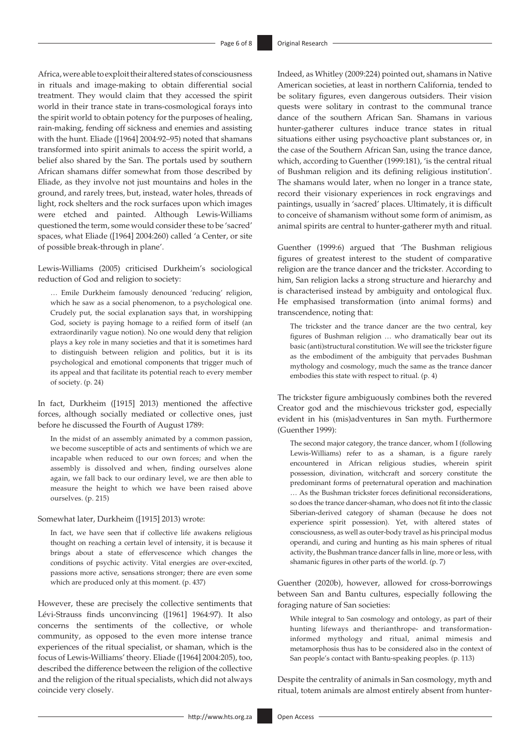Africa, were able to exploit their altered states of consciousness in rituals and image-making to obtain differential social treatment. They would claim that they accessed the spirit world in their trance state in trans-cosmological forays into the spirit world to obtain potency for the purposes of healing, rain-making, fending off sickness and enemies and assisting with the hunt. Eliade ([1964] 2004:92–95) noted that shamans transformed into spirit animals to access the spirit world, a belief also shared by the San. The portals used by southern African shamans differ somewhat from those described by Eliade, as they involve not just mountains and holes in the ground, and rarely trees, but, instead, water holes, threads of light, rock shelters and the rock surfaces upon which images were etched and painted. Although Lewis-Williams questioned the term, some would consider these to be 'sacred' spaces, what Eliade ([1964] 2004:260) called 'a Center, or site of possible break-through in plane'.

Lewis-Williams (2005) criticised Durkheim's sociological reduction of God and religion to society:

> … Emile Durkheim famously denounced 'reducing' religion, which he saw as a social phenomenon, to a psychological one. Crudely put, the social explanation says that, in worshipping God, society is paying homage to a reified form of itself (an extraordinarily vague notion). No one would deny that religion plays a key role in many societies and that it is sometimes hard to distinguish between religion and politics, but it is its psychological and emotional components that trigger much of its appeal and that facilitate its potential reach to every member of society. (p. 24)

In fact, Durkheim ([1915] 2013) mentioned the affective forces, although socially mediated or collective ones, just before he discussed the Fourth of August 1789:

> In the midst of an assembly animated by a common passion, we become susceptible of acts and sentiments of which we are incapable when reduced to our own forces; and when the assembly is dissolved and when, finding ourselves alone again, we fall back to our ordinary level, we are then able to measure the height to which we have been raised above ourselves. (p. 215)

Somewhat later, Durkheim ([1915] 2013) wrote:

> In fact, we have seen that if collective life awakens religious thought on reaching a certain level of intensity, it is because it brings about a state of effervescence which changes the conditions of psychic activity. Vital energies are over-excited, passions more active, sensations stronger; there are even some which are produced only at this moment. (p. 437)

However, these are precisely the collective sentiments that Lévi-Strauss finds unconvincing ([1961] 1964:97). It also concerns the sentiments of the collective, or whole community, as opposed to the even more intense trance experiences of the ritual specialist, or shaman, which is the focus of Lewis-Williams' theory. Eliade ([1964] 2004:205), too, described the difference between the religion of the collective and the religion of the ritual specialists, which did not always coincide very closely.

Indeed, as Whitley (2009:224) pointed out, shamans in Native American societies, at least in northern California, tended to be solitary figures, even dangerous outsiders. Their vision quests were solitary in contrast to the communal trance dance of the southern African San. Shamans in various hunter-gatherer cultures induce trance states in ritual situations either using psychoactive plant substances or, in the case of the Southern African San, using the trance dance, which, according to Guenther (1999:181), 'is the central ritual of Bushman religion and its defining religious institution'. The shamans would later, when no longer in a trance state, record their visionary experiences in rock engravings and paintings, usually in 'sacred' places. Ultimately, it is difficult to conceive of shamanism without some form of animism, as animal spirits are central to hunter-gatherer myth and ritual.

Guenther (1999:6) argued that 'The Bushman religious figures of greatest interest to the student of comparative religion are the trance dancer and the trickster. According to him, San religion lacks a strong structure and hierarchy and is characterised instead by ambiguity and ontological flux. He emphasised transformation (into animal forms) and transcendence, noting that:

> The trickster and the trance dancer are the two central, key figures of Bushman religion … who dramatically bear out its basic (anti)structural constitution. We will see the trickster figure as the embodiment of the ambiguity that pervades Bushman mythology and cosmology, much the same as the trance dancer embodies this state with respect to ritual. (p. 4)

The trickster figure ambiguously combines both the revered Creator god and the mischievous trickster god, especially evident in his (mis)adventures in San myth. Furthermore (Guenther 1999):

> The second major category, the trance dancer, whom I (following Lewis-Williams) refer to as a shaman, is a figure rarely encountered in African religious studies, wherein spirit possession, divination, witchcraft and sorcery constitute the predominant forms of preternatural operation and machination … As the Bushman trickster forces definitional reconsiderations, so does the trance dancer-shaman, who does not fit into the classic Siberian-derived category of shaman (because he does not experience spirit possession). Yet, with altered states of consciousness, as well as outer-body travel as his principal modus operandi, and curing and hunting as his main spheres of ritual activity, the Bushman trance dancer falls in line, more or less, with shamanic figures in other parts of the world. (p. 7)

Guenther (2020b), however, allowed for cross-borrowings between San and Bantu cultures, especially following the foraging nature of San societies:

> While integral to San cosmology and ontology, as part of their hunting lifeways and therianthrope- and transformation-informed mythology and ritual, animal mimesis and metamorphosis thus has to be considered also in the context of San people's contact with Bantu-speaking peoples. (p. 113)

Despite the centrality of animals in San cosmology, myth and ritual, totem animals are almost entirely absent from hunter-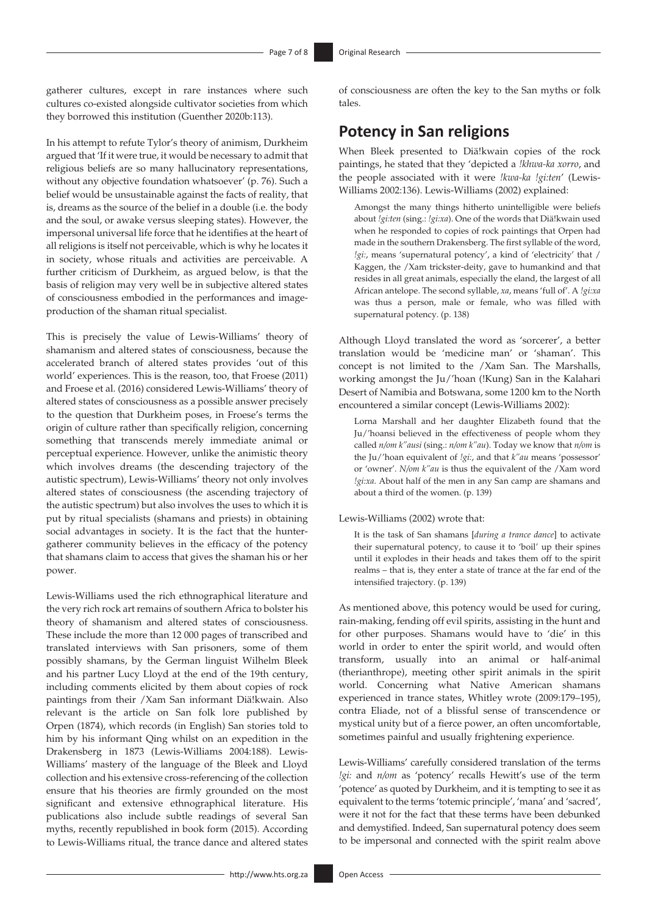gatherer cultures, except in rare instances where such cultures co-existed alongside cultivator societies from which they borrowed this institution (Guenther 2020b:113).

In his attempt to refute Tylor's theory of animism, Durkheim argued that 'If it were true, it would be necessary to admit that religious beliefs are so many hallucinatory representations, without any objective foundation whatsoever' (p. 76). Such a belief would be unsustainable against the facts of reality, that is, dreams as the source of the belief in a double (i.e. the body and the soul, or awake versus sleeping states). However, the impersonal universal life force that he identifies at the heart of all religions is itself not perceivable, which is why he locates it in society, whose rituals and activities are perceivable. A further criticism of Durkheim, as argued below, is that the basis of religion may very well be in subjective altered states of consciousness embodied in the performances and image-production of the shaman ritual specialist.

This is precisely the value of Lewis-Williams' theory of shamanism and altered states of consciousness, because the accelerated branch of altered states provides 'out of this world' experiences. This is the reason, too, that Froese (2011) and Froese et al. (2016) considered Lewis-Williams' theory of altered states of consciousness as a possible answer precisely to the question that Durkheim poses, in Froese's terms the origin of culture rather than specifically religion, concerning something that transcends merely immediate animal or perceptual experience. However, unlike the animistic theory which involves dreams (the descending trajectory of the autistic spectrum), Lewis-Williams' theory not only involves altered states of consciousness (the ascending trajectory of the autistic spectrum) but also involves the uses to which it is put by ritual specialists (shamans and priests) in obtaining social advantages in society. It is the fact that the hunter-gatherer community believes in the efficacy of the potency that shamans claim to access that gives the shaman his or her power.

Lewis-Williams used the rich ethnographical literature and the very rich rock art remains of southern Africa to bolster his theory of shamanism and altered states of consciousness. These include the more than 12 000 pages of transcribed and translated interviews with San prisoners, some of them possibly shamans, by the German linguist Wilhelm Bleek and his partner Lucy Lloyd at the end of the 19th century, including comments elicited by them about copies of rock paintings from their /Xam San informant Diä!kwain. Also relevant is the article on San folk lore published by Orpen (1874), which records (in English) San stories told to him by his informant Qing whilst on an expedition in the Drakensberg in 1873 (Lewis-Williams 2004:188). Lewis-Williams' mastery of the language of the Bleek and Lloyd collection and his extensive cross-referencing of the collection ensure that his theories are firmly grounded on the most significant and extensive ethnographical literature. His publications also include subtle readings of several San myths, recently republished in book form (2015). According to Lewis-Williams ritual, the trance dance and altered states of consciousness are often the key to the San myths or folk tales.

## Potency in San religions

When Bleek presented to Diä!kwain copies of the rock paintings, he stated that they 'depicted a *!khwa-ka xorro*, and the people associated with it were *!kwa-ka !gi:ten*' (Lewis-Williams 2002:136). Lewis-Williams (2002) explained:

> Amongst the many things hitherto unintelligible were beliefs about *!gi:ten* (sing.: *!gi:xa*). One of the words that Diä!kwain used when he responded to copies of rock paintings that Orpen had made in the southern Drakensberg. The first syllable of the word, *!gi:*, means 'supernatural potency', a kind of 'electricity' that /Kaggen, the /Xam trickster-deity, gave to humankind and that resides in all great animals, especially the eland, the largest of all African antelope. The second syllable, *xa*, means 'full of'. A *!gi:xa* was thus a person, male or female, who was filled with supernatural potency. (p. 138)

Although Lloyd translated the word as 'sorcerer', a better translation would be 'medicine man' or 'shaman'. This concept is not limited to the /Xam San. The Marshalls, working amongst the Ju/'hoan (!Kung) San in the Kalahari Desert of Namibia and Botswana, some 1200 km to the North encountered a similar concept (Lewis-Williams 2002):

> Lorna Marshall and her daughter Elizabeth found that the Ju/'hoansi believed in the effectiveness of people whom they called *n/om k"ausi* (sing.: *n/om k"au*). Today we know that *n/om* is the Ju/'hoan equivalent of *!gi:*, and that *k"au* means 'possessor' or 'owner'. *N/om k"au* is thus the equivalent of the /Xam word *!gi:xa*. About half of the men in any San camp are shamans and about a third of the women. (p. 139)

Lewis-Williams (2002) wrote that:

> It is the task of San shamans [*during a trance dance*] to activate their supernatural potency, to cause it to 'boil' up their spines until it explodes in their heads and takes them off to the spirit realms – that is, they enter a state of trance at the far end of the intensified trajectory. (p. 139)

As mentioned above, this potency would be used for curing, rain-making, fending off evil spirits, assisting in the hunt and for other purposes. Shamans would have to 'die' in this world in order to enter the spirit world, and would often transform, usually into an animal or half-animal (therianthrope), meeting other spirit animals in the spirit world. Concerning what Native American shamans experienced in trance states, Whitley wrote (2009:179–195), contra Eliade, not of a blissful sense of transcendence or mystical unity but of a fierce power, an often uncomfortable, sometimes painful and usually frightening experience.

Lewis-Williams' carefully considered translation of the terms *!gi:* and *n/om* as 'potency' recalls Hewitt's use of the term 'potence' as quoted by Durkheim, and it is tempting to see it as equivalent to the terms 'totemic principle', 'mana' and 'sacred', were it not for the fact that these terms have been debunked and demystified. Indeed, San supernatural potency does seem to be impersonal and connected with the spirit realm above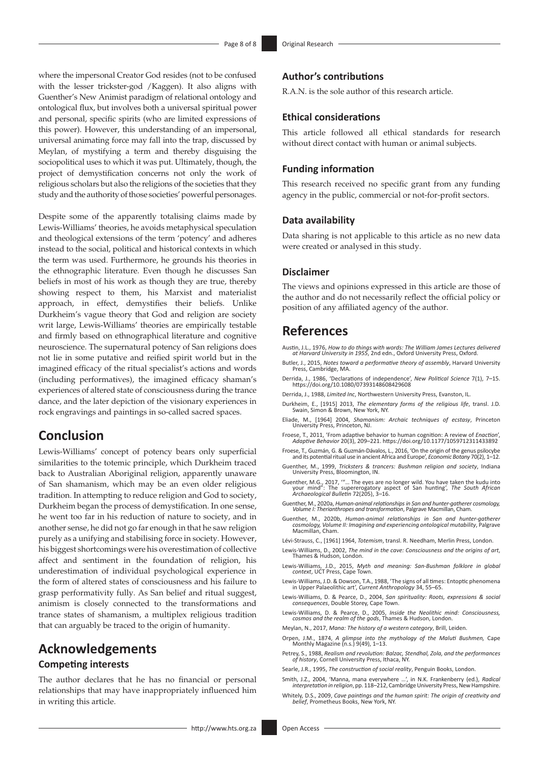where the impersonal Creator God resides (not to be confused with the lesser trickster-god /Kaggen). It also aligns with Guenther's New Animist paradigm of relational ontology and ontological flux, but involves both a universal spiritual power and personal, specific spirits (who are limited expressions of this power). However, this understanding of an impersonal, universal animating force may fall into the trap, discussed by Meylan, of mystifying a term and thereby disguising the sociopolitical uses to which it was put. Ultimately, though, the project of demystification concerns not only the work of religious scholars but also the religions of the societies that they study and the authority of those societies' powerful personages.

Despite some of the apparently totalising claims made by Lewis-Williams' theories, he avoids metaphysical speculation and theological extensions of the term 'potency' and adheres instead to the social, political and historical contexts in which the term was used. Furthermore, he grounds his theories in the ethnographic literature. Even though he discusses San beliefs in most of his work as though they are true, thereby showing respect to them, his Marxist and materialist approach, in effect, demystifies their beliefs. Unlike Durkheim's vague theory that God and religion are society writ large, Lewis-Williams' theories are empirically testable and firmly based on ethnographical literature and cognitive neuroscience. The supernatural potency of San religions does not lie in some putative and reified spirit world but in the imagined efficacy of the ritual specialist's actions and words (including performatives), the imagined efficacy shaman's experiences of altered state of consciousness during the trance dance, and the later depiction of the visionary experiences in rock engravings and paintings in so-called sacred spaces.

# Conclusion

Lewis-Williams' concept of potency bears only superficial similarities to the totemic principle, which Durkheim traced back to Australian Aboriginal religion, apparently unaware of San shamanism, which may be an even older religious tradition. In attempting to reduce religion and God to society, Durkheim began the process of demystification. In one sense, he went too far in his reduction of nature to society, and in another sense, he did not go far enough in that he saw religion purely as a unifying and stabilising force in society. However, his biggest shortcomings were his overestimation of collective affect and sentiment in the foundation of religion, his underestimation of individual psychological experience in the form of altered states of consciousness and his failure to grasp performativity fully. As San belief and ritual suggest, animism is closely connected to the transformations and trance states of shamanism, a multiplex religious tradition that can arguably be traced to the origin of humanity.

# Acknowledgements

### Competing interests

The author declares that he has no financial or personal relationships that may have inappropriately influenced him in writing this article.

### Author's contributions

R.A.N. is the sole author of this research article.

### Ethical considerations

This article followed all ethical standards for research without direct contact with human or animal subjects.

### Funding information

This research received no specific grant from any funding agency in the public, commercial or not-for-profit sectors.

### Data availability

Data sharing is not applicable to this article as no new data were created or analysed in this study.

### Disclaimer

The views and opinions expressed in this article are those of the author and do not necessarily reflect the official policy or position of any affiliated agency of the author.

# References

Austin, J.L., 1976, *How to do things with words: The William James Lectures delivered at Harvard University in 1955*, 2nd edn., Oxford University Press, Oxford.

Butler, J., 2015, *Notes toward a performative theory of assembly*, Harvard University Press, Cambridge, MA.

Derrida, J., 1986, 'Declarations of independence', *New Political Science* 7(1), 7–15. https://doi.org/10.1080/07393148608429608

Derrida, J., 1988, *Limited Inc*, Northwestern University Press, Evanston, IL.

Durkheim, E., [1915] 2013, *The elementary forms of the religious life*, transl. J.D. Swain, Simon & Brown, New York, NY.

Eliade, M., [1964] 2004, *Shamanism: Archaic techniques of ecstasy*, Princeton University Press, Princeton, NJ.

Froese, T., 2011, 'From adaptive behavior to human cognition: A review of *Enaction*', *Adaptive Behavior* 20(3), 209–221. https://doi.org/10.1177/1059712311433892

Froese, T., Guzmán, G. & Guzmán-Dávalos, L., 2016, 'On the origin of the genus psilocybe and its potential ritual use in ancient Africa and Europe', *Economic Botany* 70(2), 1–12.

Guenther, M., 1999, *Tricksters & trancers: Bushman religion and society*, Indiana University Press, Bloomington, IN.

Guenther, M.G., 2017, '"... The eyes are no longer wild. You have taken the kudu into your mind": The supererogatory aspect of San hunting', *The South African Archaeological Bulletin* 72(205), 3–16.

Guenther, M., 2020a, *Human-animal relationships in San and hunter-gatherer cosmology, Volume I: Therianthropes and transformation*, Palgrave Macmillan, Cham.

Guenther, M., 2020b, *Human-animal relationships in San and hunter-gatherer cosmology, Volume II: Imagining and experiencing ontological mutability*, Palgrave Macmillan, Cham.

Lévi-Strauss, C., [1961] 1964, *Totemism*, transl. R. Needham, Merlin Press, London.

Lewis-Williams, D., 2002, *The mind in the cave: Consciousness and the origins of art*, Thames & Hudson, London.

Lewis-Williams, J.D., 2015, *Myth and meaning: San-Bushman folklore in global context*, UCT Press, Cape Town.

Lewis-Williams, J.D. & Dowson, T.A., 1988, 'The signs of all times: Entoptic phenomena in Upper Palaeolithic art', *Current Anthropology* 34, 55–65.

Lewis-Williams, D. & Pearce, D., 2004, *San spirituality: Roots, expressions & social consequences*, Double Storey, Cape Town.

Lewis-Williams, D. & Pearce, D., 2005, *Inside the Neolithic mind: Consciousness, cosmos and the realm of the gods*, Thames & Hudson, London.

Meylan, N., 2017, *Mana: The history of a western category*, Brill, Leiden.

Orpen, J.M., 1874, *A glimpse into the mythology of the Maluti Bushmen*, Cape Monthly Magazine (n.s.) 9(49), 1–13.

Petrey, S., 1988, *Realism and revolution: Balzac, Stendhal, Zola, and the performances of history*, Cornell University Press, Ithaca, NY.

Searle, J.R., 1995, *The construction of social reality*, Penguin Books, London.

Smith, J.Z., 2004, 'Manna, mana everywhere ...', in N.K. Frankenberry (ed.), *Radical interpretation in religion*, pp. 118–212, Cambridge University Press, New Hampshire.

Whitely, D.S., 2009, *Cave paintings and the human spirit: The origin of creativity and belief*, Prometheus Books, New York, NY.